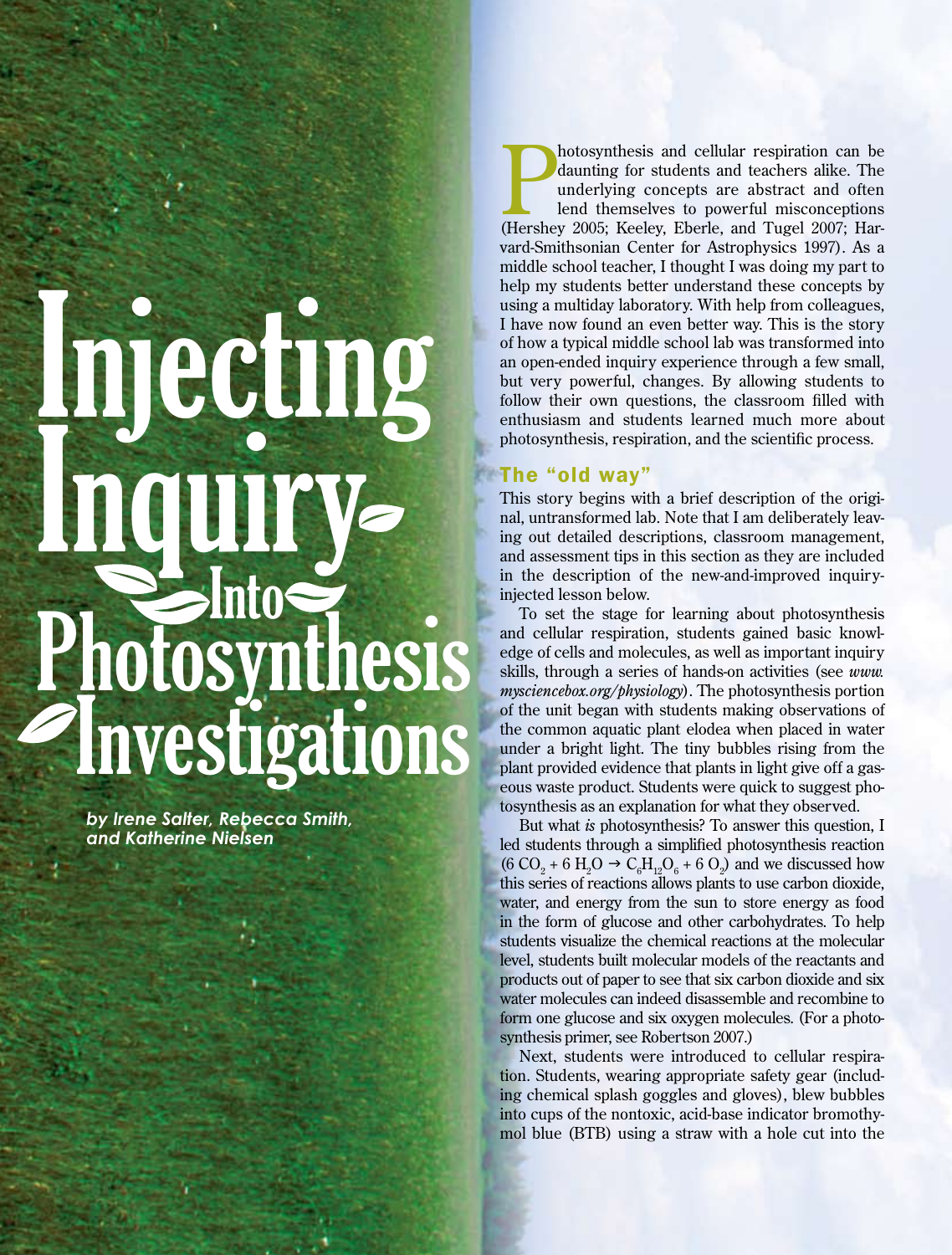# Injecting Inquiry Into Photosynthesis Investigations

*by Irene Salter, Rebecca Smith, and Katherine Nielsen*

Photosynthesis and cellular respiration can be daunting for students and teachers alike. The underlying concepts are abstract and often lend themselves to powerful misconceptions (Hershey 2005; Keeley, Eberle, and Tugel 2007; Harvard-Smithsonian Center for Astrophysics 1997). As a middle school teacher, I thought I was doing my part to help my students better understand these concepts by using a multiday laboratory. With help from colleagues, I have now found an even better way. This is the story of how a typical middle school lab was transformed into an open-ended inquiry experience through a few small, but very powerful, changes. By allowing students to follow their own questions, the classroom filled with enthusiasm and students learned much more about photosynthesis, respiration, and the scientific process.

## The "old way"

This story begins with a brief description of the original, untransformed lab. Note that I am deliberately leaving out detailed descriptions, classroom management, and assessment tips in this section as they are included in the description of the new-and-improved inquiry-injected lesson below.

To set the stage for learning about photosynthesis and cellular respiration, students gained basic knowledge of cells and molecules, as well as important inquiry skills, through a series of hands-on activities (see *www.mysciencebox.org/physiology*). The photosynthesis portion of the unit began with students making observations of the common aquatic plant elodea when placed in water under a bright light. The tiny bubbles rising from the plant provided evidence that plants in light give off a gaseous waste product. Students were quick to suggest photosynthesis as an explanation for what they observed.

But what *is* photosynthesis? To answer this question, I led students through a simplified photosynthesis reaction ($6\ CO_2 + 6\ H_2O \rightarrow C_6H_{12}O_6 + 6\ O_2$) and we discussed how this series of reactions allows plants to use carbon dioxide, water, and energy from the sun to store energy as food in the form of glucose and other carbohydrates. To help students visualize the chemical reactions at the molecular level, students built molecular models of the reactants and products out of paper to see that six carbon dioxide and six water molecules can indeed disassemble and recombine to form one glucose and six oxygen molecules. (For a photosynthesis primer, see Robertson 2007.)

Next, students were introduced to cellular respiration. Students, wearing appropriate safety gear (including chemical splash goggles and gloves), blew bubbles into cups of the nontoxic, acid-base indicator bromothymol blue (BTB) using a straw with a hole cut into the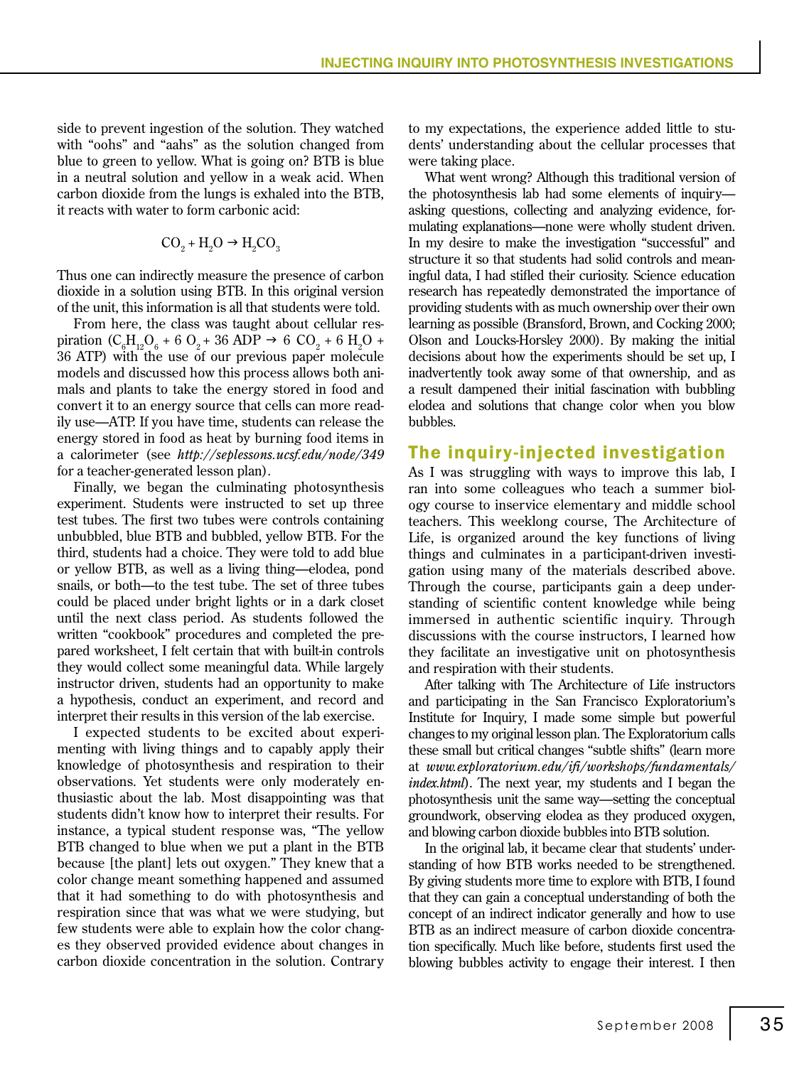side to prevent ingestion of the solution. They watched with "oohs" and "aahs" as the solution changed from blue to green to yellow. What is going on? BTB is blue in a neutral solution and yellow in a weak acid. When carbon dioxide from the lungs is exhaled into the BTB, it reacts with water to form carbonic acid:

$$CO_2 + H_2O \rightarrow H_2CO_3$$

Thus one can indirectly measure the presence of carbon dioxide in a solution using BTB. In this original version of the unit, this information is all that students were told.

From here, the class was taught about cellular respiration ($C_6H_{12}O_6 + 6\ O_2 + 36\ ADP \rightarrow 6\ CO_2 + 6\ H_2O + 36\ ATP$) with the use of our previous paper molecule models and discussed how this process allows both animals and plants to take the energy stored in food and convert it to an energy source that cells can more readily use—ATP. If you have time, students can release the energy stored in food as heat by burning food items in a calorimeter (see *http://seplessons.ucsf.edu/node/349* for a teacher-generated lesson plan).

Finally, we began the culminating photosynthesis experiment. Students were instructed to set up three test tubes. The first two tubes were controls containing unbubbled, blue BTB and bubbled, yellow BTB. For the third, students had a choice. They were told to add blue or yellow BTB, as well as a living thing—elodea, pond snails, or both—to the test tube. The set of three tubes could be placed under bright lights or in a dark closet until the next class period. As students followed the written "cookbook" procedures and completed the prepared worksheet, I felt certain that with built-in controls they would collect some meaningful data. While largely instructor driven, students had an opportunity to make a hypothesis, conduct an experiment, and record and interpret their results in this version of the lab exercise.

I expected students to be excited about experimenting with living things and to capably apply their knowledge of photosynthesis and respiration to their observations. Yet students were only moderately enthusiastic about the lab. Most disappointing was that students didn't know how to interpret their results. For instance, a typical student response was, "The yellow BTB changed to blue when we put a plant in the BTB because [the plant] lets out oxygen." They knew that a color change meant something happened and assumed that it had something to do with photosynthesis and respiration since that was what we were studying, but few students were able to explain how the color changes they observed provided evidence about changes in carbon dioxide concentration in the solution. Contrary to my expectations, the experience added little to students' understanding about the cellular processes that were taking place.

What went wrong? Although this traditional version of the photosynthesis lab had some elements of inquiry—asking questions, collecting and analyzing evidence, formulating explanations—none were wholly student driven. In my desire to make the investigation "successful" and structure it so that students had solid controls and meaningful data, I had stifled their curiosity. Science education research has repeatedly demonstrated the importance of providing students with as much ownership over their own learning as possible (Bransford, Brown, and Cocking 2000; Olson and Loucks-Horsley 2000). By making the initial decisions about how the experiments should be set up, I inadvertently took away some of that ownership, and as a result dampened their initial fascination with bubbling elodea and solutions that change color when you blow bubbles.

## The inquiry-injected investigation

As I was struggling with ways to improve this lab, I ran into some colleagues who teach a summer biology course to inservice elementary and middle school teachers. This weeklong course, The Architecture of Life, is organized around the key functions of living things and culminates in a participant-driven investigation using many of the materials described above. Through the course, participants gain a deep understanding of scientific content knowledge while being immersed in authentic scientific inquiry. Through discussions with the course instructors, I learned how they facilitate an investigative unit on photosynthesis and respiration with their students.

After talking with The Architecture of Life instructors and participating in the San Francisco Exploratorium's Institute for Inquiry, I made some simple but powerful changes to my original lesson plan. The Exploratorium calls these small but critical changes "subtle shifts" (learn more at *www.exploratorium.edu/ifi/workshops/fundamentals/index.html*). The next year, my students and I began the photosynthesis unit the same way—setting the conceptual groundwork, observing elodea as they produced oxygen, and blowing carbon dioxide bubbles into BTB solution.

In the original lab, it became clear that students' understanding of how BTB works needed to be strengthened. By giving students more time to explore with BTB, I found that they can gain a conceptual understanding of both the concept of an indirect indicator generally and how to use BTB as an indirect measure of carbon dioxide concentration specifically. Much like before, students first used the blowing bubbles activity to engage their interest. I then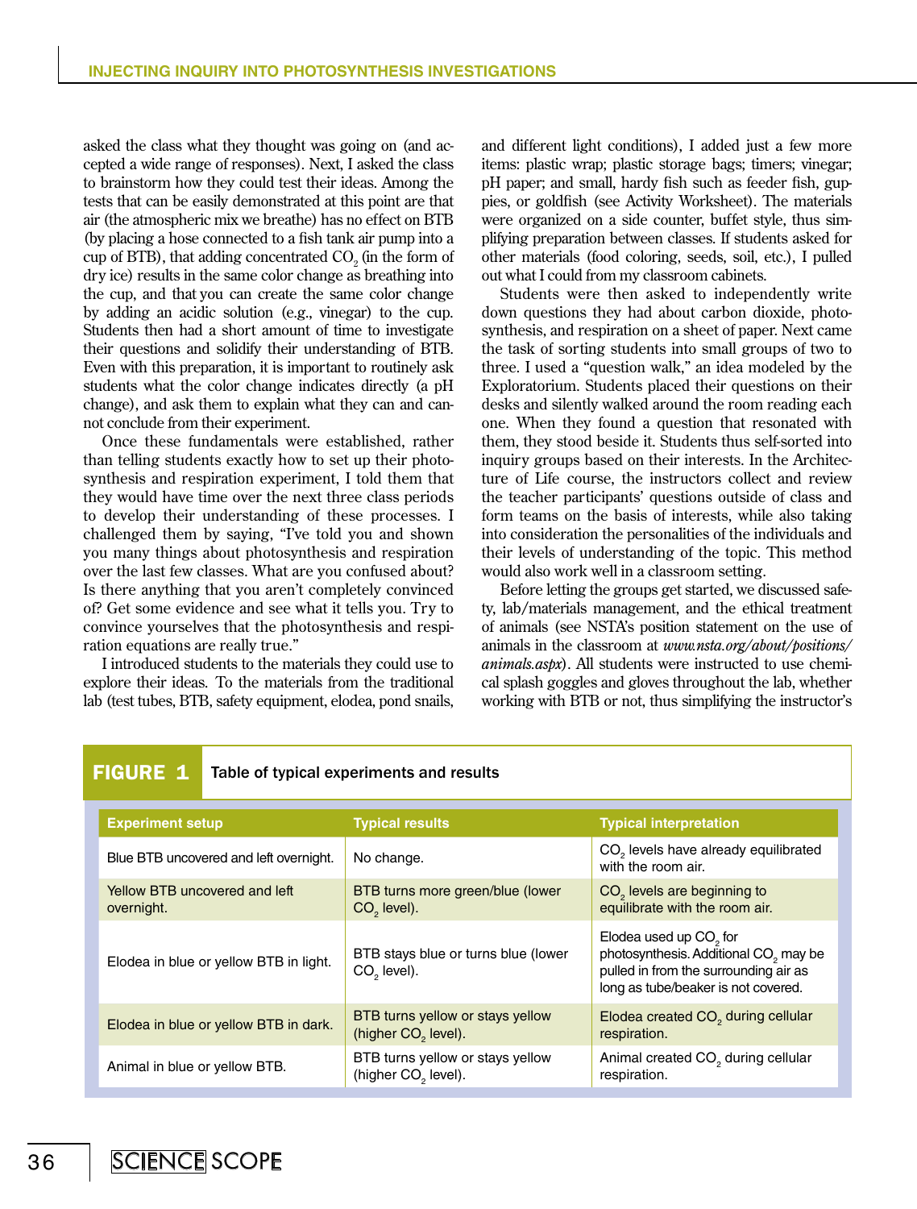asked the class what they thought was going on (and accepted a wide range of responses). Next, I asked the class to brainstorm how they could test their ideas. Among the tests that can be easily demonstrated at this point are that air (the atmospheric mix we breathe) has no effect on BTB (by placing a hose connected to a fish tank air pump into a cup of BTB), that adding concentrated $CO_2$ (in the form of dry ice) results in the same color change as breathing into the cup, and that you can create the same color change by adding an acidic solution (e.g., vinegar) to the cup. Students then had a short amount of time to investigate their questions and solidify their understanding of BTB. Even with this preparation, it is important to routinely ask students what the color change indicates directly (a pH change), and ask them to explain what they can and cannot conclude from their experiment.

Once these fundamentals were established, rather than telling students exactly how to set up their photosynthesis and respiration experiment, I told them that they would have time over the next three class periods to develop their understanding of these processes. I challenged them by saying, "I've told you and shown you many things about photosynthesis and respiration over the last few classes. What are you confused about? Is there anything that you aren't completely convinced of? Get some evidence and see what it tells you. Try to convince yourselves that the photosynthesis and respiration equations are really true."

I introduced students to the materials they could use to explore their ideas. To the materials from the traditional lab (test tubes, BTB, safety equipment, elodea, pond snails, and different light conditions), I added just a few more items: plastic wrap; plastic storage bags; timers; vinegar; pH paper; and small, hardy fish such as feeder fish, guppies, or goldfish (see Activity Worksheet). The materials were organized on a side counter, buffet style, thus simplifying preparation between classes. If students asked for other materials (food coloring, seeds, soil, etc.), I pulled out what I could from my classroom cabinets.

Students were then asked to independently write down questions they had about carbon dioxide, photosynthesis, and respiration on a sheet of paper. Next came the task of sorting students into small groups of two to three. I used a "question walk," an idea modeled by the Exploratorium. Students placed their questions on their desks and silently walked around the room reading each one. When they found a question that resonated with them, they stood beside it. Students thus self-sorted into inquiry groups based on their interests. In the Architecture of Life course, the instructors collect and review the teacher participants' questions outside of class and form teams on the basis of interests, while also taking into consideration the personalities of the individuals and their levels of understanding of the topic. This method would also work well in a classroom setting.

Before letting the groups get started, we discussed safety, lab/materials management, and the ethical treatment of animals (see NSTA's position statement on the use of animals in the classroom at *www.nsta.org/about/positions/animals.aspx*). All students were instructed to use chemical splash goggles and gloves throughout the lab, whether working with BTB or not, thus simplifying the instructor's

**FIGURE 1** Table of typical experiments and results

| Experiment setup | Typical results | Typical interpretation |
|---|---|---|
| Blue BTB uncovered and left overnight. | No change. | $CO_2$ levels have already equilibrated with the room air. |
| Yellow BTB uncovered and left overnight. | BTB turns more green/blue (lower $CO_2$ level). | $CO_2$ levels are beginning to equilibrate with the room air. |
| Elodea in blue or yellow BTB in light. | BTB stays blue or turns blue (lower $CO_2$ level). | Elodea used up $CO_2$ for photosynthesis. Additional $CO_2$ may be pulled in from the surrounding air as long as tube/beaker is not covered. |
| Elodea in blue or yellow BTB in dark. | BTB turns yellow or stays yellow (higher $CO_2$ level). | Elodea created $CO_2$ during cellular respiration. |
| Animal in blue or yellow BTB. | BTB turns yellow or stays yellow (higher $CO_2$ level). | Animal created $CO_2$ during cellular respiration. |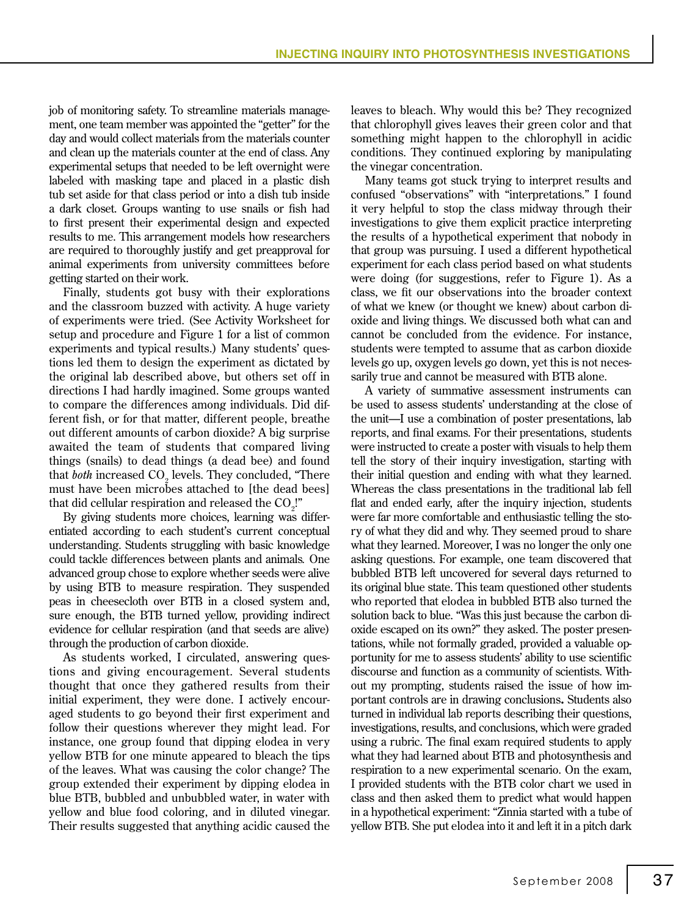job of monitoring safety. To streamline materials management, one team member was appointed the "getter" for the day and would collect materials from the materials counter and clean up the materials counter at the end of class. Any experimental setups that needed to be left overnight were labeled with masking tape and placed in a plastic dish tub set aside for that class period or into a dish tub inside a dark closet. Groups wanting to use snails or fish had to first present their experimental design and expected results to me. This arrangement models how researchers are required to thoroughly justify and get preapproval for animal experiments from university committees before getting started on their work.

Finally, students got busy with their explorations and the classroom buzzed with activity. A huge variety of experiments were tried. (See Activity Worksheet for setup and procedure and Figure 1 for a list of common experiments and typical results.) Many students' questions led them to design the experiment as dictated by the original lab described above, but others set off in directions I had hardly imagined. Some groups wanted to compare the differences among individuals. Did different fish, or for that matter, different people, breathe out different amounts of carbon dioxide? A big surprise awaited the team of students that compared living things (snails) to dead things (a dead bee) and found that *both* increased $CO_2$ levels. They concluded, "There must have been microbes attached to [the dead bees] that did cellular respiration and released the $CO_2$!"

By giving students more choices, learning was differentiated according to each student's current conceptual understanding. Students struggling with basic knowledge could tackle differences between plants and animals. One advanced group chose to explore whether seeds were alive by using BTB to measure respiration. They suspended peas in cheesecloth over BTB in a closed system and, sure enough, the BTB turned yellow, providing indirect evidence for cellular respiration (and that seeds are alive) through the production of carbon dioxide.

As students worked, I circulated, answering questions and giving encouragement. Several students thought that once they gathered results from their initial experiment, they were done. I actively encouraged students to go beyond their first experiment and follow their questions wherever they might lead. For instance, one group found that dipping elodea in very yellow BTB for one minute appeared to bleach the tips of the leaves. What was causing the color change? The group extended their experiment by dipping elodea in blue BTB, bubbled and unbubbled water, in water with yellow and blue food coloring, and in diluted vinegar. Their results suggested that anything acidic caused the leaves to bleach. Why would this be? They recognized that chlorophyll gives leaves their green color and that something might happen to the chlorophyll in acidic conditions. They continued exploring by manipulating the vinegar concentration.

Many teams got stuck trying to interpret results and confused "observations" with "interpretations." I found it very helpful to stop the class midway through their investigations to give them explicit practice interpreting the results of a hypothetical experiment that nobody in that group was pursuing. I used a different hypothetical experiment for each class period based on what students were doing (for suggestions, refer to Figure 1). As a class, we fit our observations into the broader context of what we knew (or thought we knew) about carbon dioxide and living things. We discussed both what can and cannot be concluded from the evidence. For instance, students were tempted to assume that as carbon dioxide levels go up, oxygen levels go down, yet this is not necessarily true and cannot be measured with BTB alone.

A variety of summative assessment instruments can be used to assess students' understanding at the close of the unit—I use a combination of poster presentations, lab reports, and final exams. For their presentations, students were instructed to create a poster with visuals to help them tell the story of their inquiry investigation, starting with their initial question and ending with what they learned. Whereas the class presentations in the traditional lab fell flat and ended early, after the inquiry injection, students were far more comfortable and enthusiastic telling the story of what they did and why. They seemed proud to share what they learned. Moreover, I was no longer the only one asking questions. For example, one team discovered that bubbled BTB left uncovered for several days returned to its original blue state. This team questioned other students who reported that elodea in bubbled BTB also turned the solution back to blue. "Was this just because the carbon dioxide escaped on its own?" they asked. The poster presentations, while not formally graded, provided a valuable opportunity for me to assess students' ability to use scientific discourse and function as a community of scientists. Without my prompting, students raised the issue of how important controls are in drawing conclusions. Students also turned in individual lab reports describing their questions, investigations, results, and conclusions, which were graded using a rubric. The final exam required students to apply what they had learned about BTB and photosynthesis and respiration to a new experimental scenario. On the exam, I provided students with the BTB color chart we used in class and then asked them to predict what would happen in a hypothetical experiment: "Zinnia started with a tube of yellow BTB. She put elodea into it and left it in a pitch dark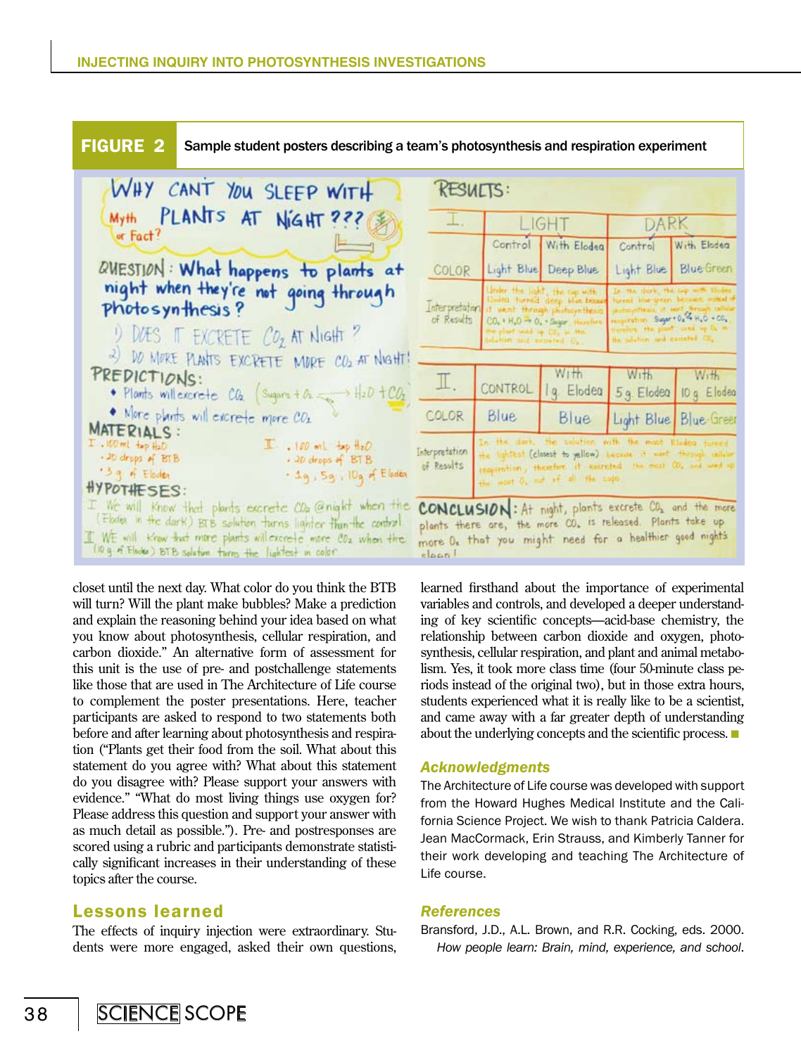**FIGURE 2** Sample student posters describing a team's photosynthesis and respiration experiment

# WHY CAN'T YOU SLEEP WITH PLANTS AT NIGHT??? Myth or Fact?

QUESTION: What happens to plants at night when they're not going through photosynthesis?

1) DOES IT EXCRETE $CO_2$ AT NIGHT?
2) DO MORE PLANTS EXCRETE MORE $CO_2$ AT NIGHT?

PREDICTIONS:

- Plants will excrete $CO_2$ (Sugars + $O_2$ → $H_2O$ + $CO_2$)
- More plants will excrete more $CO_2$

MATERIALS:

I. • 100 mL tap $H_2O$ • 20 drops of BTB • 3 g of Elodea

II. • 100 mL tap $H_2O$ • 20 drops of BTB • 1g, 5g, 10g of Elodea

HYPOTHESES:

I. We will know that plants excrete $CO_2$ @ night when the (Elodea in the dark) BTB solution turns lighter than the control

II. We will know that more plants will excrete more $CO_2$ when the (10 g of Elodea) BTB solution turns the lightest in color

RESULTS:

| I. | LIGHT | | DARK | |
|---|---|---|---|---|
| | Control | With Elodea | Control | With Elodea |
| COLOR | Light Blue | Deep Blue | Light Blue | Blue-Green |
| Interpretation of Results | Under the light, the cup with Elodea turned deep blue because it went through photosynthesis $CO_2 + H_2O \rightarrow O_2$ + Sugar, therefore the plant used up $CO_2$ in the solution and excreted $O_2$ | | In the dark, the cup with Elodea turned blue-green because instead of photosynthesis it went through cellular respiration Sugar + $O_2 \rightarrow H_2O + CO_2$, therefore the plant used up $O_2$ in the solution and excreted $CO_2$ | |

| II. | CONTROL | With 1g Elodea | With 5g Elodea | With 10g Elodea |
|---|---|---|---|---|
| COLOR | Blue | Blue | Light Blue | Blue-Green |
| Interpretation of Results | In the dark, the solution with the most Elodea turned the lightest (closest to yellow) because it went through cellular respiration, therefore it excreted the most $CO_2$ and used up the most $O_2$ out of all the cups | | | |

CONCLUSION: At night, plants excrete $CO_2$ and the more plants there are, the more $CO_2$ is released. Plants take up more $O_2$ that you might need for a healthier good night's sleep!

closet until the next day. What color do you think the BTB will turn? Will the plant make bubbles? Make a prediction and explain the reasoning behind your idea based on what you know about photosynthesis, cellular respiration, and carbon dioxide." An alternative form of assessment for this unit is the use of pre- and postchallenge statements like those that are used in The Architecture of Life course to complement the poster presentations. Here, teacher participants are asked to respond to two statements both before and after learning about photosynthesis and respiration ("Plants get their food from the soil. What about this statement do you agree with? What about this statement do you disagree with? Please support your answers with evidence." "What do most living things use oxygen for? Please address this question and support your answer with as much detail as possible."). Pre- and postresponses are scored using a rubric and participants demonstrate statistically significant increases in their understanding of these topics after the course.

## Lessons learned

The effects of inquiry injection were extraordinary. Students were more engaged, asked their own questions, learned firsthand about the importance of experimental variables and controls, and developed a deeper understanding of key scientific concepts—acid-base chemistry, the relationship between carbon dioxide and oxygen, photosynthesis, cellular respiration, and plant and animal metabolism. Yes, it took more class time (four 50-minute class periods instead of the original two), but in those extra hours, students experienced what it is really like to be a scientist, and came away with a far greater depth of understanding about the underlying concepts and the scientific process. ■

### *Acknowledgments*

The Architecture of Life course was developed with support from the Howard Hughes Medical Institute and the California Science Project. We wish to thank Patricia Caldera, Jean MacCormack, Erin Strauss, and Kimberly Tanner for their work developing and teaching The Architecture of Life course.

### *References*

Bransford, J.D., A.L. Brown, and R.R. Cocking, eds. 2000. *How people learn: Brain, mind, experience, and school*.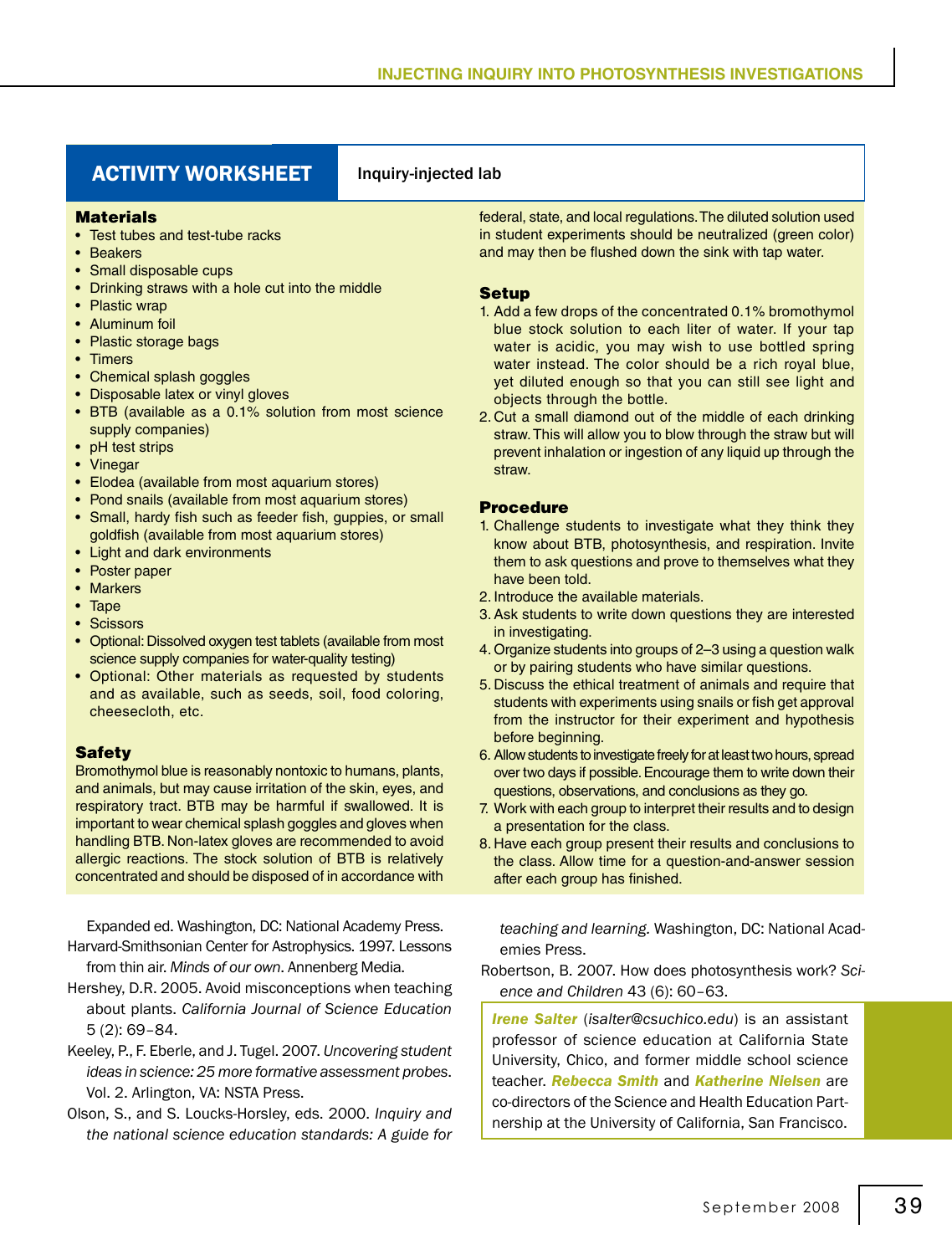## ACTIVITY WORKSHEET

Inquiry-injected lab

### Materials

- Test tubes and test-tube racks
- Beakers
- Small disposable cups
- Drinking straws with a hole cut into the middle
- Plastic wrap
- Aluminum foil
- Plastic storage bags
- Timers
- Chemical splash goggles
- Disposable latex or vinyl gloves
- BTB (available as a 0.1% solution from most science supply companies)
- pH test strips
- Vinegar
- Elodea (available from most aquarium stores)
- Pond snails (available from most aquarium stores)
- Small, hardy fish such as feeder fish, guppies, or small goldfish (available from most aquarium stores)
- Light and dark environments
- Poster paper
- Markers
- Tape
- Scissors
- Optional: Dissolved oxygen test tablets (available from most science supply companies for water-quality testing)
- Optional: Other materials as requested by students and as available, such as seeds, soil, food coloring, cheesecloth, etc.

### Safety

Bromothymol blue is reasonably nontoxic to humans, plants, and animals, but may cause irritation of the skin, eyes, and respiratory tract. BTB may be harmful if swallowed. It is important to wear chemical splash goggles and gloves when handling BTB. Non-latex gloves are recommended to avoid allergic reactions. The stock solution of BTB is relatively concentrated and should be disposed of in accordance with federal, state, and local regulations. The diluted solution used in student experiments should be neutralized (green color) and may then be flushed down the sink with tap water.

### Setup

1. Add a few drops of the concentrated 0.1% bromothymol blue stock solution to each liter of water. If your tap water is acidic, you may wish to use bottled spring water instead. The color should be a rich royal blue, yet diluted enough so that you can still see light and objects through the bottle.
2. Cut a small diamond out of the middle of each drinking straw. This will allow you to blow through the straw but will prevent inhalation or ingestion of any liquid up through the straw.

### Procedure

1. Challenge students to investigate what they think they know about BTB, photosynthesis, and respiration. Invite them to ask questions and prove to themselves what they have been told.
2. Introduce the available materials.
3. Ask students to write down questions they are interested in investigating.
4. Organize students into groups of 2–3 using a question walk or by pairing students who have similar questions.
5. Discuss the ethical treatment of animals and require that students with experiments using snails or fish get approval from the instructor for their experiment and hypothesis before beginning.
6. Allow students to investigate freely for at least two hours, spread over two days if possible. Encourage them to write down their questions, observations, and conclusions as they go.
7. Work with each group to interpret their results and to design a presentation for the class.
8. Have each group present their results and conclusions to the class. Allow time for a question-and-answer session after each group has finished.

---

Expanded ed. Washington, DC: National Academy Press.

Harvard-Smithsonian Center for Astrophysics. 1997. Lessons from thin air. *Minds of our own*. Annenberg Media.

Hershey, D.R. 2005. Avoid misconceptions when teaching about plants. *California Journal of Science Education* 5 (2): 69–84.

Keeley, P., F. Eberle, and J. Tugel. 2007. *Uncovering student ideas in science: 25 more formative assessment probes*. Vol. 2. Arlington, VA: NSTA Press.

Olson, S., and S. Loucks-Horsley, eds. 2000. *Inquiry and the national science education standards: A guide for teaching and learning*. Washington, DC: National Academies Press.

Robertson, B. 2007. How does photosynthesis work? *Science and Children* 43 (6): 60–63.

***Irene Salter*** (isalter@csuchico.edu) is an assistant professor of science education at California State University, Chico, and former middle school science teacher. ***Rebecca Smith*** and ***Katherine Nielsen*** are co-directors of the Science and Health Education Partnership at the University of California, San Francisco.